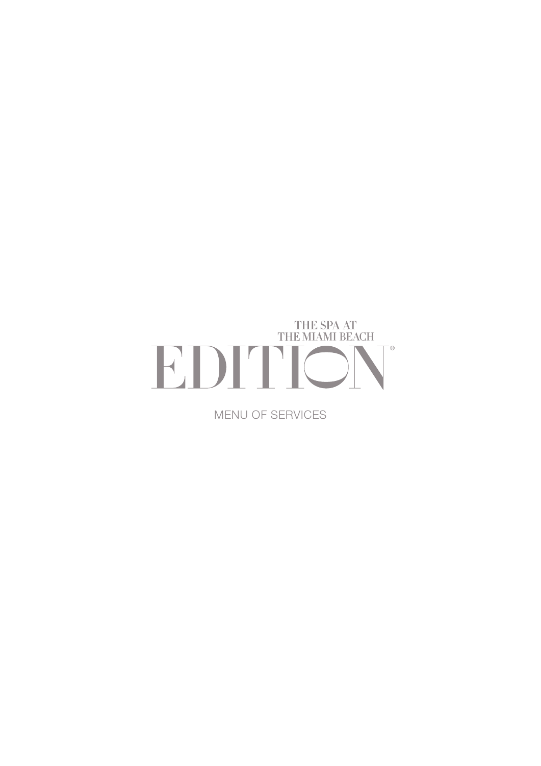# THE SPA AT THE MIAMI BEACH EDITION®

MENU OF SERVICES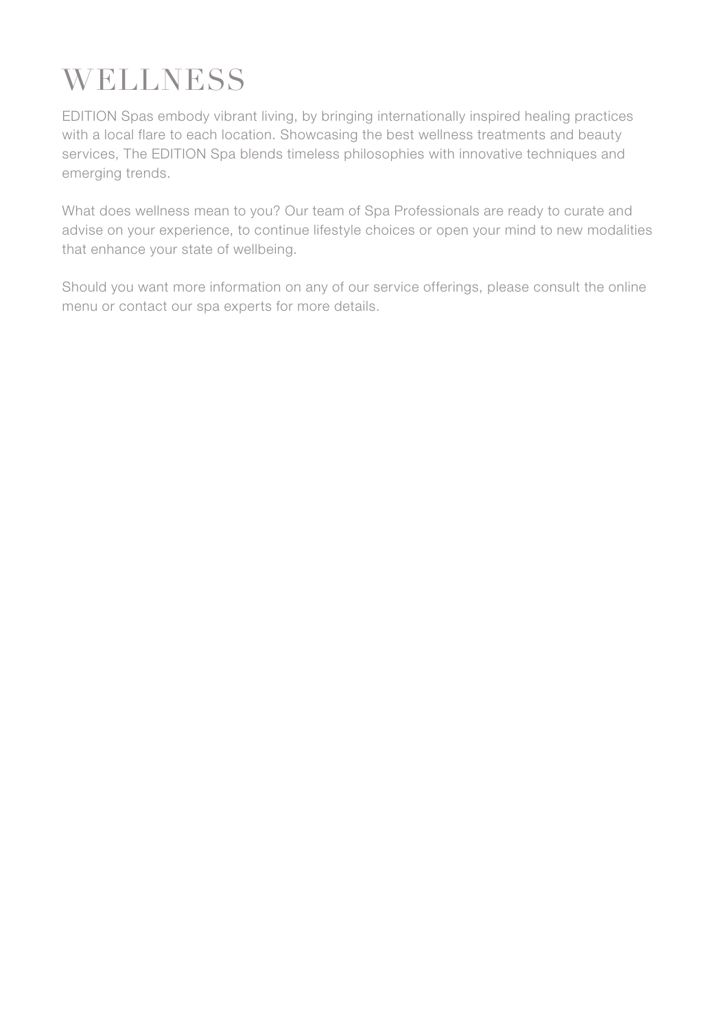# WELLNESS

EDITION Spas embody vibrant living, by bringing internationally inspired healing practices with a local flare to each location. Showcasing the best wellness treatments and beauty services, The EDITION Spa blends timeless philosophies with innovative techniques and emerging trends.

What does wellness mean to you? Our team of Spa Professionals are ready to curate and advise on your experience, to continue lifestyle choices or open your mind to new modalities that enhance your state of wellbeing.

Should you want more information on any of our service offerings, please consult the online menu or contact our spa experts for more details.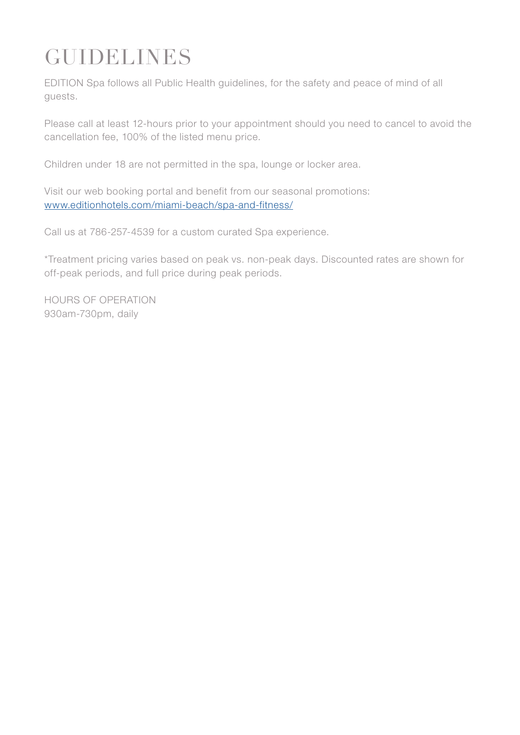# GUIDELINES

EDITION Spa follows all Public Health guidelines, for the safety and peace of mind of all guests.

Please call at least 12-hours prior to your appointment should you need to cancel to avoid the cancellation fee, 100% of the listed menu price.

Children under 18 are not permitted in the spa, lounge or locker area.

Visit our web booking portal and benefit from our seasonal promotions:
[www.editionhotels.com/miami-beach/spa-and-fitness/](http://www.editionhotels.com/miami-beach/spa-and-fitness/)

Call us at 786-257-4539 for a custom curated Spa experience.

*Treatment pricing varies based on peak vs. non-peak days. Discounted rates are shown for off-peak periods, and full price during peak periods.

HOURS OF OPERATION
930am-730pm, daily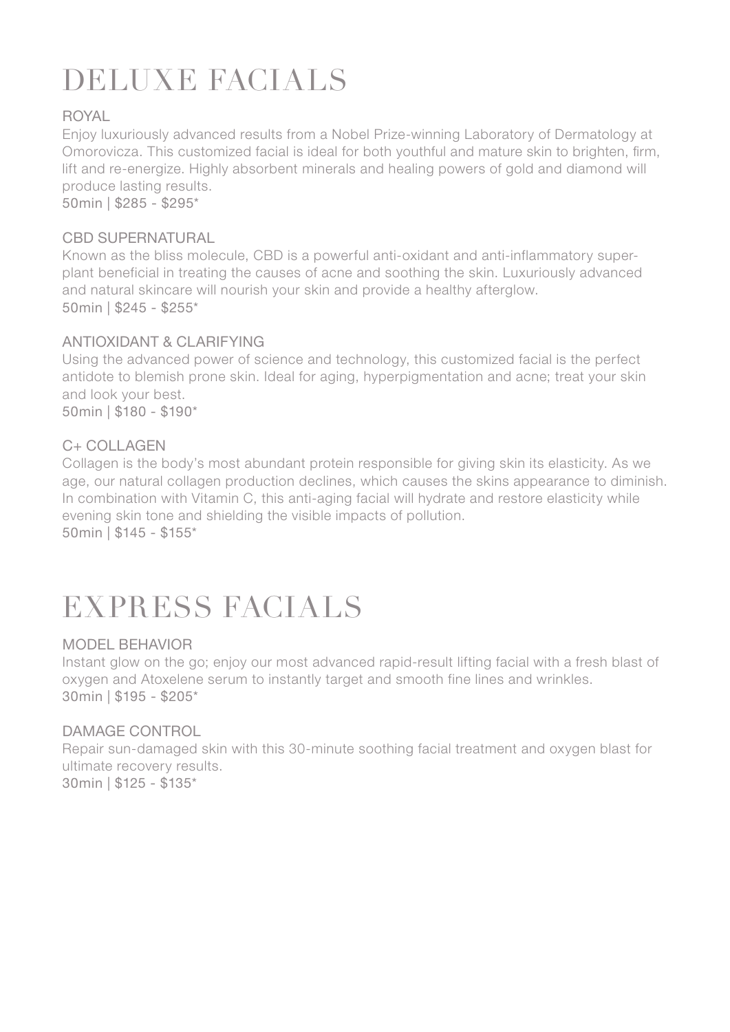# DELUXE FACIALS

### ROYAL

Enjoy luxuriously advanced results from a Nobel Prize-winning Laboratory of Dermatology at Omorovicza. This customized facial is ideal for both youthful and mature skin to brighten, firm, lift and re-energize. Highly absorbent minerals and healing powers of gold and diamond will produce lasting results.

50min | $285 - $295*

### CBD SUPERNATURAL

Known as the bliss molecule, CBD is a powerful anti-oxidant and anti-inflammatory super-plant beneficial in treating the causes of acne and soothing the skin. Luxuriously advanced and natural skincare will nourish your skin and provide a healthy afterglow.

50min | $245 - $255*

### ANTIOXIDANT & CLARIFYING

Using the advanced power of science and technology, this customized facial is the perfect antidote to blemish prone skin. Ideal for aging, hyperpigmentation and acne; treat your skin and look your best.

50min | $180 - $190*

### C+ COLLAGEN

Collagen is the body's most abundant protein responsible for giving skin its elasticity. As we age, our natural collagen production declines, which causes the skins appearance to diminish. In combination with Vitamin C, this anti-aging facial will hydrate and restore elasticity while evening skin tone and shielding the visible impacts of pollution.

50min | $145 - $155*

# EXPRESS FACIALS

### MODEL BEHAVIOR

Instant glow on the go; enjoy our most advanced rapid-result lifting facial with a fresh blast of oxygen and Atoxelene serum to instantly target and smooth fine lines and wrinkles.

30min | $195 - $205*

### DAMAGE CONTROL

Repair sun-damaged skin with this 30-minute soothing facial treatment and oxygen blast for ultimate recovery results.

30min | $125 - $135*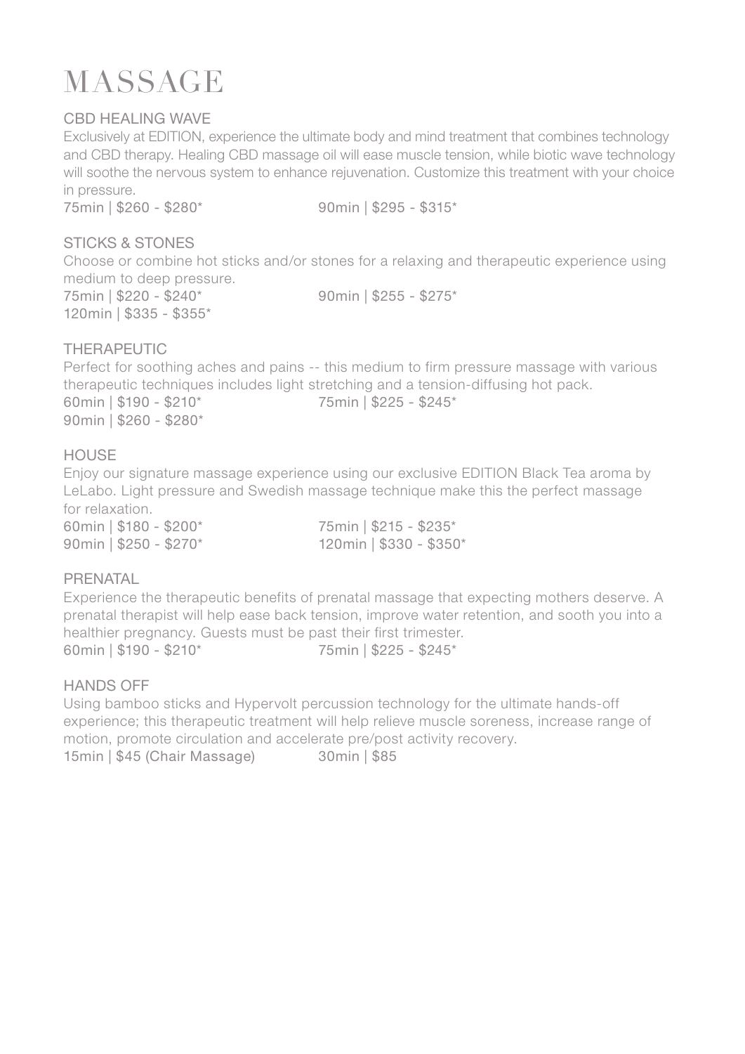# MASSAGE

## CBD HEALING WAVE

Exclusively at EDITION, experience the ultimate body and mind treatment that combines technology and CBD therapy. Healing CBD massage oil will ease muscle tension, while biotic wave technology will soothe the nervous system to enhance rejuvenation. Customize this treatment with your choice in pressure.

75min | $260 - $280*

90min | $295 - $315*

## STICKS & STONES

Choose or combine hot sticks and/or stones for a relaxing and therapeutic experience using medium to deep pressure.

75min | $220 - $240*

90min | $255 - $275*

120min | $335 - $355*

## THERAPEUTIC

Perfect for soothing aches and pains -- this medium to firm pressure massage with various therapeutic techniques includes light stretching and a tension-diffusing hot pack.

60min | $190 - $210*

75min | $225 - $245*

90min | $260 - $280*

## HOUSE

Enjoy our signature massage experience using our exclusive EDITION Black Tea aroma by LeLabo. Light pressure and Swedish massage technique make this the perfect massage for relaxation.

60min | $180 - $200*

75min | $215 - $235*

90min | $250 - $270*

120min | $330 - $350*

## PRENATAL

Experience the therapeutic benefits of prenatal massage that expecting mothers deserve. A prenatal therapist will help ease back tension, improve water retention, and sooth you into a healthier pregnancy. Guests must be past their first trimester.

60min | $190 - $210*

75min | $225 - $245*

## HANDS OFF

Using bamboo sticks and Hypervolt percussion technology for the ultimate hands-off experience; this therapeutic treatment will help relieve muscle soreness, increase range of motion, promote circulation and accelerate pre/post activity recovery.

15min | $45 (Chair Massage)

30min | $85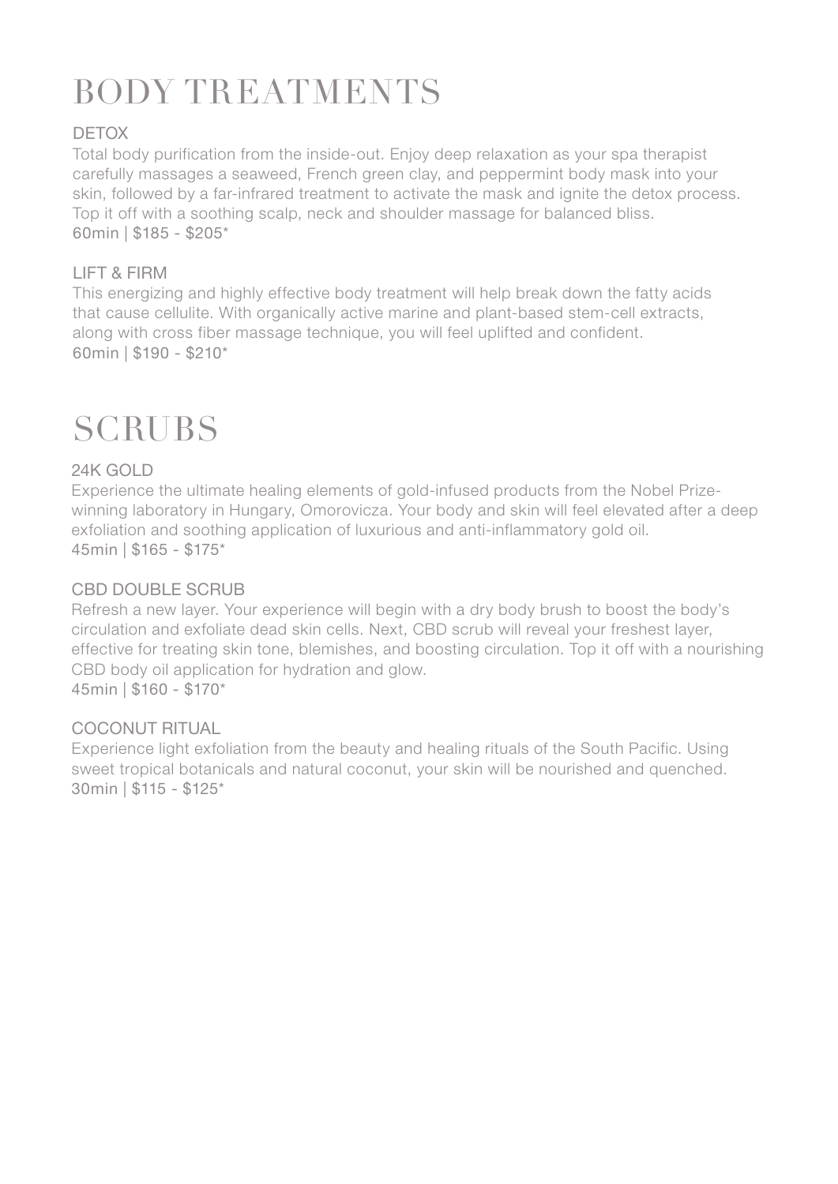# BODY TREATMENTS

### DETOX

Total body purification from the inside-out. Enjoy deep relaxation as your spa therapist carefully massages a seaweed, French green clay, and peppermint body mask into your skin, followed by a far-infrared treatment to activate the mask and ignite the detox process. Top it off with a soothing scalp, neck and shoulder massage for balanced bliss.
60min | $185 - $205*

### LIFT & FIRM

This energizing and highly effective body treatment will help break down the fatty acids that cause cellulite. With organically active marine and plant-based stem-cell extracts, along with cross fiber massage technique, you will feel uplifted and confident.
60min | $190 - $210*

# SCRUBS

### 24K GOLD

Experience the ultimate healing elements of gold-infused products from the Nobel Prize-winning laboratory in Hungary, Omorovicza. Your body and skin will feel elevated after a deep exfoliation and soothing application of luxurious and anti-inflammatory gold oil.
45min | $165 - $175*

### CBD DOUBLE SCRUB

Refresh a new layer. Your experience will begin with a dry body brush to boost the body's circulation and exfoliate dead skin cells. Next, CBD scrub will reveal your freshest layer, effective for treating skin tone, blemishes, and boosting circulation. Top it off with a nourishing CBD body oil application for hydration and glow.
45min | $160 - $170*

### COCONUT RITUAL

Experience light exfoliation from the beauty and healing rituals of the South Pacific. Using sweet tropical botanicals and natural coconut, your skin will be nourished and quenched.
30min | $115 - $125*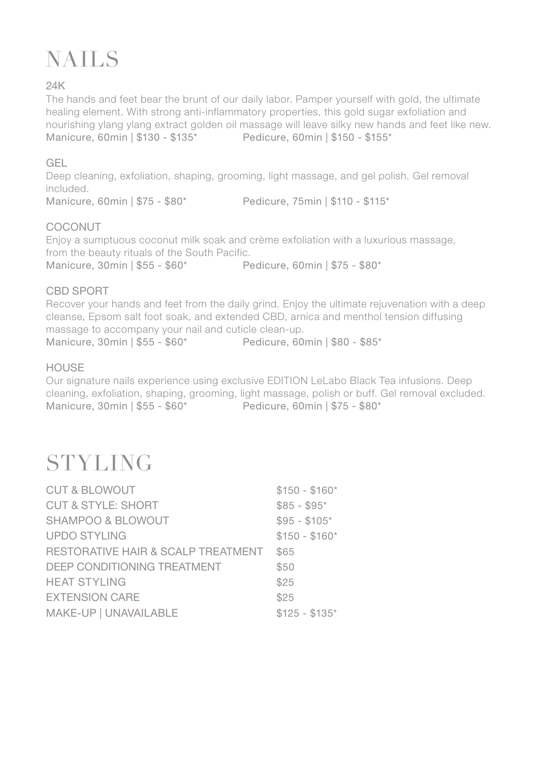# NAILS

### 24K

The hands and feet bear the brunt of our daily labor. Pamper yourself with gold, the ultimate healing element. With strong anti-inflammatory properties, this gold sugar exfoliation and nourishing ylang ylang extract golden oil massage will leave silky new hands and feet like new.

Manicure, 60min | $130 - $135* Pedicure, 60min | $150 - $155*

### GEL

Deep cleaning, exfoliation, shaping, grooming, light massage, and gel polish. Gel removal included.

Manicure, 60min | $75 - $80* Pedicure, 75min | $110 - $115*

### COCONUT

Enjoy a sumptuous coconut milk soak and crème exfoliation with a luxurious massage, from the beauty rituals of the South Pacific.

Manicure, 30min | $55 - $60* Pedicure, 60min | $75 - $80*

### CBD SPORT

Recover your hands and feet from the daily grind. Enjoy the ultimate rejuvenation with a deep cleanse, Epsom salt foot soak, and extended CBD, arnica and menthol tension diffusing massage to accompany your nail and cuticle clean-up.

Manicure, 30min | $55 - $60* Pedicure, 60min | $80 - $85*

### HOUSE

Our signature nails experience using exclusive EDITION LeLabo Black Tea infusions. Deep cleaning, exfoliation, shaping, grooming, light massage, polish or buff. Gel removal excluded.

Manicure, 30min | $55 - $60* Pedicure, 60min | $75 - $80*

# STYLING

| Service | Price |
|---|---|
| CUT & BLOWOUT | $150 - $160* |
| CUT & STYLE: SHORT | $85 - $95* |
| SHAMPOO & BLOWOUT | $95 - $105* |
| UPDO STYLING | $150 - $160* |
| RESTORATIVE HAIR & SCALP TREATMENT | $65 |
| DEEP CONDITIONING TREATMENT | $50 |
| HEAT STYLING | $25 |
| EXTENSION CARE | $25 |
| MAKE-UP \| UNAVAILABLE | $125 - $135* |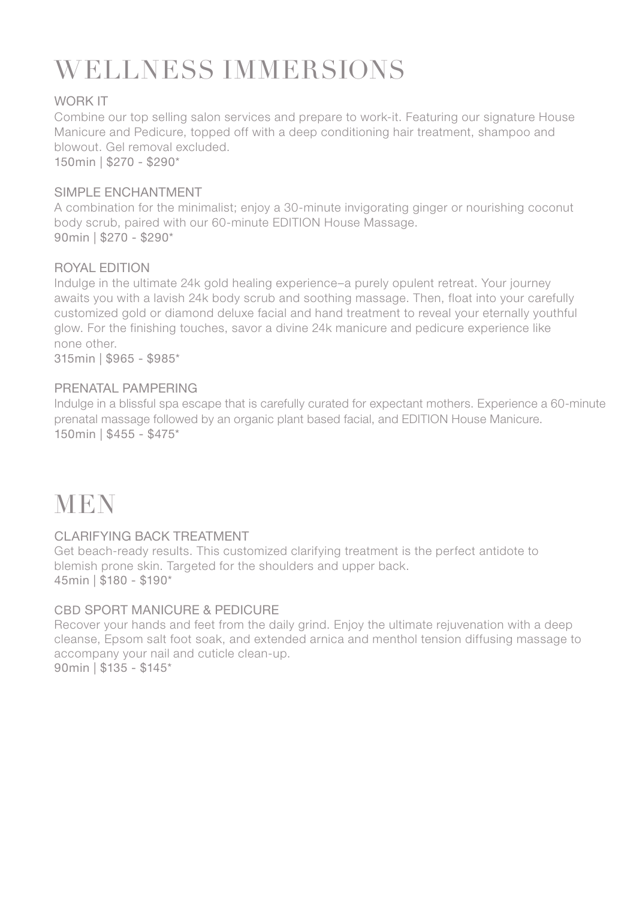# WELLNESS IMMERSIONS

### WORK IT

Combine our top selling salon services and prepare to work-it. Featuring our signature House Manicure and Pedicure, topped off with a deep conditioning hair treatment, shampoo and blowout. Gel removal excluded.
150min | $270 - $290*

### SIMPLE ENCHANTMENT

A combination for the minimalist; enjoy a 30-minute invigorating ginger or nourishing coconut body scrub, paired with our 60-minute EDITION House Massage.
90min | $270 - $290*

### ROYAL EDITION

Indulge in the ultimate 24k gold healing experience–a purely opulent retreat. Your journey awaits you with a lavish 24k body scrub and soothing massage. Then, float into your carefully customized gold or diamond deluxe facial and hand treatment to reveal your eternally youthful glow. For the finishing touches, savor a divine 24k manicure and pedicure experience like none other.
315min | $965 - $985*

### PRENATAL PAMPERING

Indulge in a blissful spa escape that is carefully curated for expectant mothers. Experience a 60-minute prenatal massage followed by an organic plant based facial, and EDITION House Manicure.
150min | $455 - $475*

# MEN

### CLARIFYING BACK TREATMENT

Get beach-ready results. This customized clarifying treatment is the perfect antidote to blemish prone skin. Targeted for the shoulders and upper back.
45min | $180 - $190*

### CBD SPORT MANICURE & PEDICURE

Recover your hands and feet from the daily grind. Enjoy the ultimate rejuvenation with a deep cleanse, Epsom salt foot soak, and extended arnica and menthol tension diffusing massage to accompany your nail and cuticle clean-up.
90min | $135 - $145*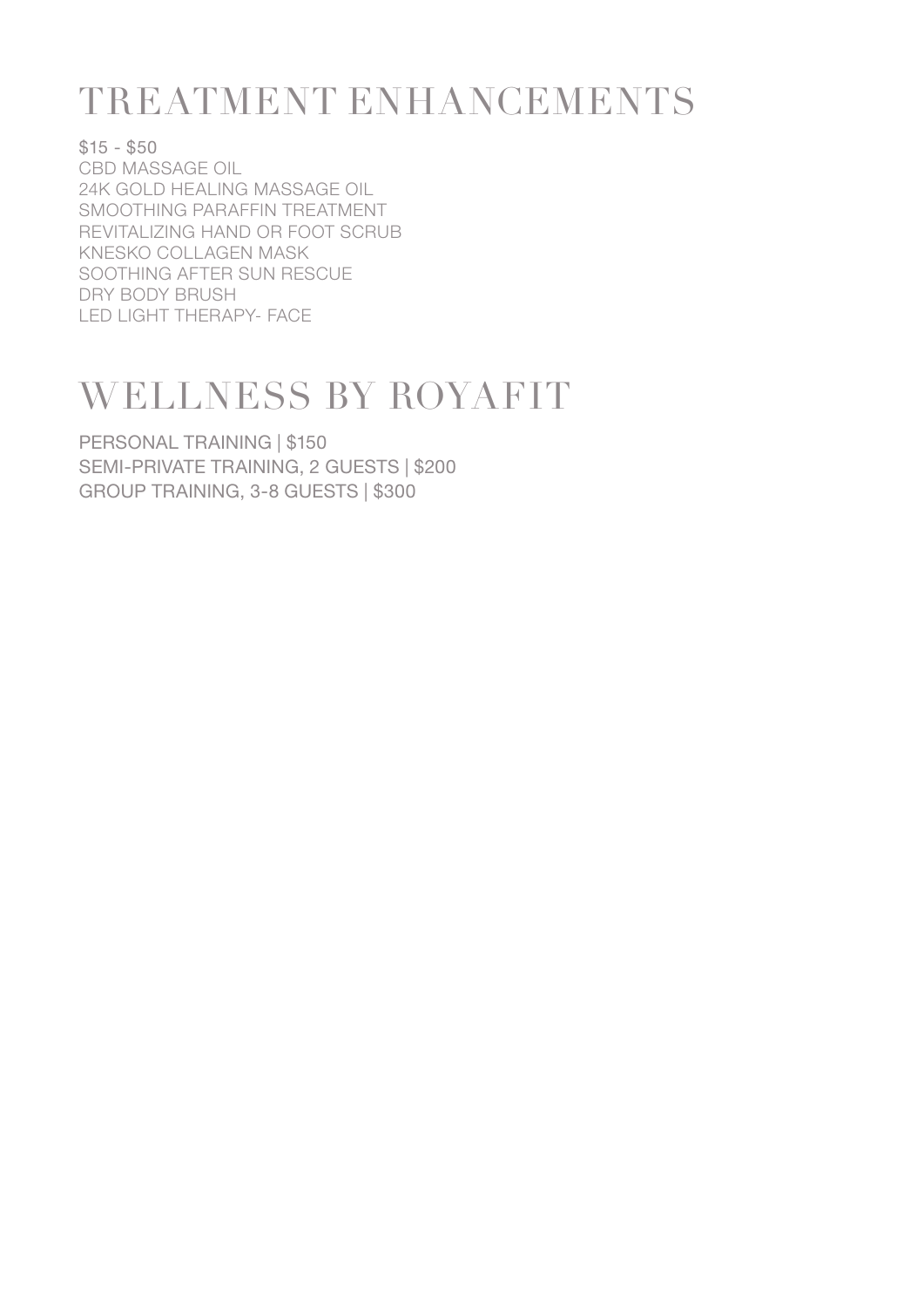# TREATMENT ENHANCEMENTS

$15 - $50
CBD MASSAGE OIL
24K GOLD HEALING MASSAGE OIL
SMOOTHING PARAFFIN TREATMENT
REVITALIZING HAND OR FOOT SCRUB
KNESKO COLLAGEN MASK
SOOTHING AFTER SUN RESCUE
DRY BODY BRUSH
LED LIGHT THERAPY- FACE

# WELLNESS BY ROYAFIT

PERSONAL TRAINING | $150
SEMI-PRIVATE TRAINING, 2 GUESTS | $200
GROUP TRAINING, 3-8 GUESTS | $300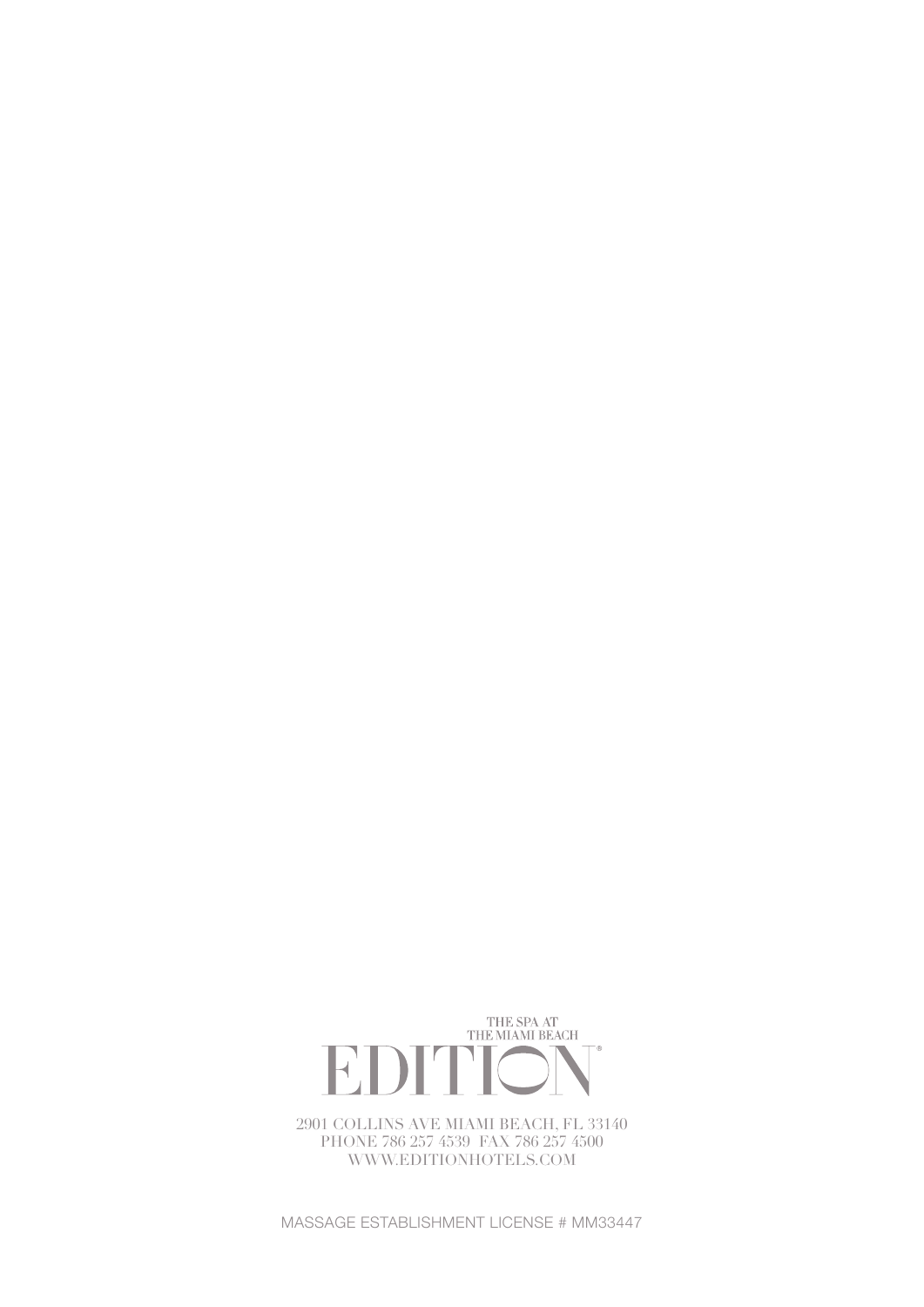THE SPA AT
THE MIAMI BEACH

EDITION®

2901 COLLINS AVE MIAMI BEACH, FL 33140
PHONE 786 257 4539 FAX 786 257 4500
WWW.EDITIONHOTELS.COM

MASSAGE ESTABLISHMENT LICENSE # MM33447